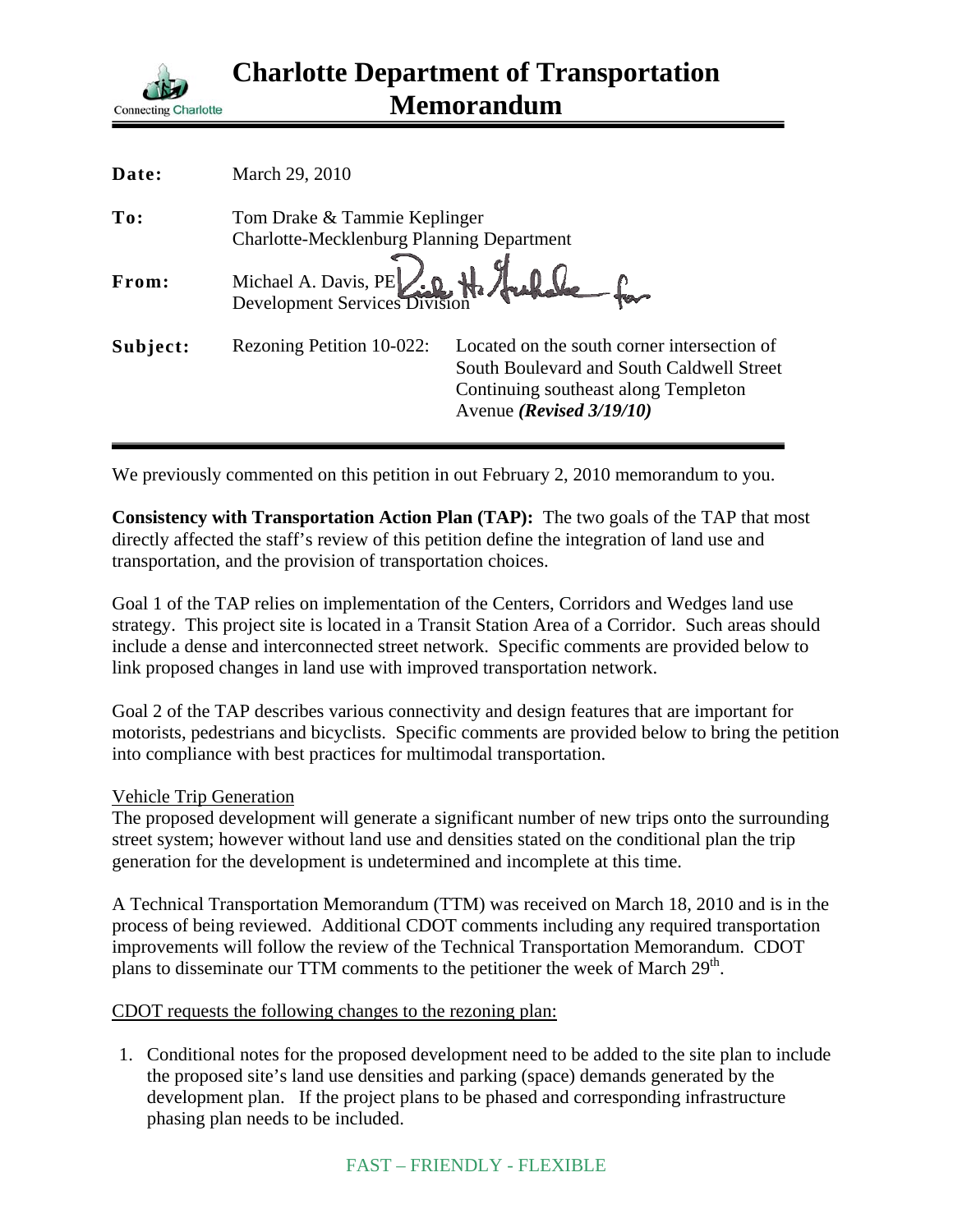# Charlotte Department of Transportation Memorandum

Connecting Charlotte

| | |
|---|---|
| **Date:** | March 29, 2010 |
| **To:** | Tom Drake & Tammie Keplinger<br>Charlotte-Mecklenburg Planning Department |
| **From:** | Michael A. Davis, PE<br>Development Services Division |
| **Subject:** | Rezoning Petition 10-022: Located on the south corner intersection of South Boulevard and South Caldwell Street Continuing southeast along Templeton Avenue ***(Revised 3/19/10)*** |

We previously commented on this petition in out February 2, 2010 memorandum to you.

**Consistency with Transportation Action Plan (TAP):** The two goals of the TAP that most directly affected the staff's review of this petition define the integration of land use and transportation, and the provision of transportation choices.

Goal 1 of the TAP relies on implementation of the Centers, Corridors and Wedges land use strategy. This project site is located in a Transit Station Area of a Corridor. Such areas should include a dense and interconnected street network. Specific comments are provided below to link proposed changes in land use with improved transportation network.

Goal 2 of the TAP describes various connectivity and design features that are important for motorists, pedestrians and bicyclists. Specific comments are provided below to bring the petition into compliance with best practices for multimodal transportation.

Vehicle Trip Generation

The proposed development will generate a significant number of new trips onto the surrounding street system; however without land use and densities stated on the conditional plan the trip generation for the development is undetermined and incomplete at this time.

A Technical Transportation Memorandum (TTM) was received on March 18, 2010 and is in the process of being reviewed. Additional CDOT comments including any required transportation improvements will follow the review of the Technical Transportation Memorandum. CDOT plans to disseminate our TTM comments to the petitioner the week of March 29th.

CDOT requests the following changes to the rezoning plan:

1. Conditional notes for the proposed development need to be added to the site plan to include the proposed site's land use densities and parking (space) demands generated by the development plan. If the project plans to be phased and corresponding infrastructure phasing plan needs to be included.

FAST – FRIENDLY - FLEXIBLE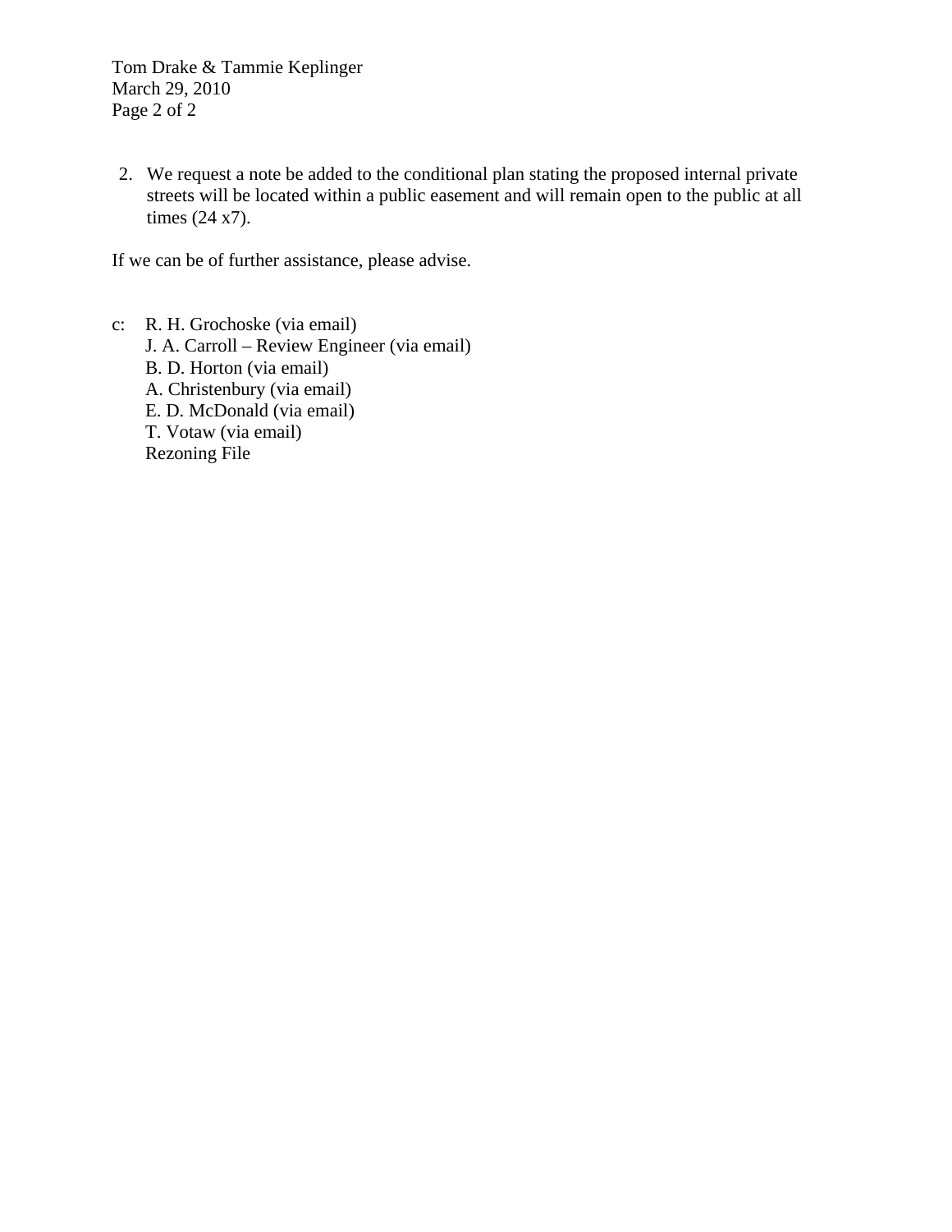2. We request a note be added to the conditional plan stating the proposed internal private streets will be located within a public easement and will remain open to the public at all times (24 x7).

If we can be of further assistance, please advise.

c: R. H. Grochoske (via email)
J. A. Carroll – Review Engineer (via email)
B. D. Horton (via email)
A. Christenbury (via email)
E. D. McDonald (via email)
T. Votaw (via email)
Rezoning File